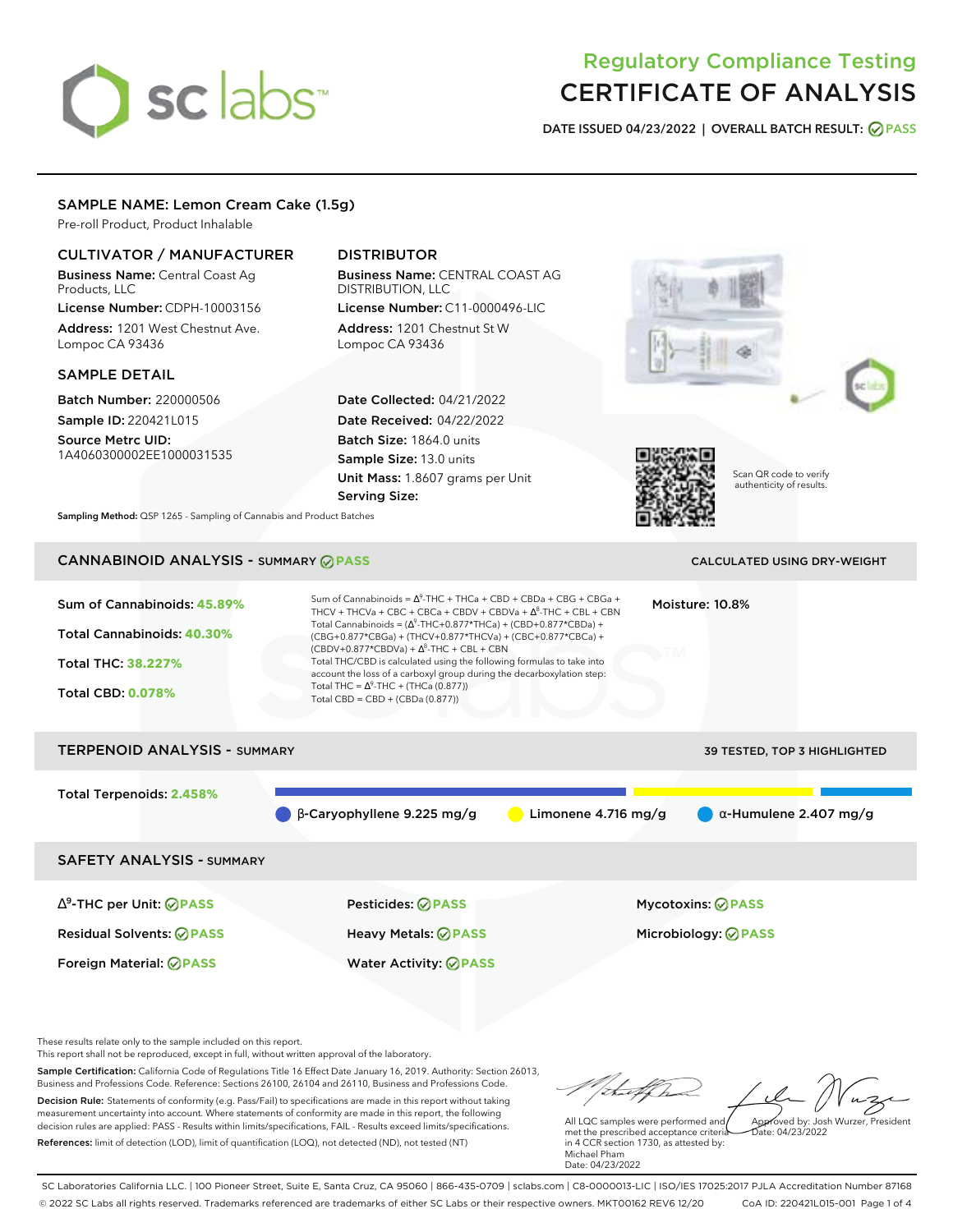# Regulatory Compliance Testing
# CERTIFICATE OF ANALYSIS

**DATE ISSUED** 04/23/2022 | **OVERALL BATCH RESULT:** PASS

## SAMPLE NAME: Lemon Cream Cake (1.5g)

Pre-roll Product, Product Inhalable

### CULTIVATOR / MANUFACTURER

**Business Name:** Central Coast Ag Products, LLC

**License Number:** CDPH-10003156

**Address:** 1201 West Chestnut Ave. Lompoc CA 93436

### DISTRIBUTOR

**Business Name:** CENTRAL COAST AG DISTRIBUTION, LLC

**License Number:** C11-0000496-LIC

**Address:** 1201 Chestnut St W Lompoc CA 93436

### SAMPLE DETAIL

**Batch Number:** 220000506

**Sample ID:** 220421L015

**Source Metrc UID:** 1A4060300002EE1000031535

**Date Collected:** 04/21/2022

**Date Received:** 04/22/2022

**Batch Size:** 1864.0 units

**Sample Size:** 13.0 units

**Unit Mass:** 1.8607 grams per Unit

**Serving Size:**

Scan QR code to verify authenticity of results.

**Sampling Method:** QSP 1265 - Sampling of Cannabis and Product Batches

## CANNABINOID ANALYSIS - SUMMARY PASS

CALCULATED USING DRY-WEIGHT

**Sum of Cannabinoids:** 45.89%

**Total Cannabinoids:** 40.30%

**Total THC:** 38.227%

**Total CBD:** 0.078%

Sum of Cannabinoids = $\Delta^9$-THC + THCa + CBD + CBDa + CBG + CBGa + THCV + THCVa + CBC + CBCa + CBDV + CBDVa + $\Delta^8$-THC + CBL + CBN

Total Cannabinoids = ($\Delta^9$-THC+0.877*THCa) + (CBD+0.877*CBDa) + (CBG+0.877*CBGa) + (THCV+0.877*THCVa) + (CBC+0.877*CBCa) + (CBDV+0.877*CBDVa) + $\Delta^8$-THC + CBL + CBN

Total THC/CBD is calculated using the following formulas to take into account the loss of a carboxyl group during the decarboxylation step:

Total THC = $\Delta^9$-THC + (THCa (0.877))

Total CBD = CBD + (CBDa (0.877))

**Moisture:** 10.8%

## TERPENOID ANALYSIS - SUMMARY

39 TESTED, TOP 3 HIGHLIGHTED

**Total Terpenoids:** 2.458%

β-Caryophyllene 9.225 mg/g

Limonene 4.716 mg/g

α-Humulene 2.407 mg/g

## SAFETY ANALYSIS - SUMMARY

| | | |
|---|---|---|
| $\Delta^9$-THC per Unit: PASS | Pesticides: PASS | Mycotoxins: PASS |
| Residual Solvents: PASS | Heavy Metals: PASS | Microbiology: PASS |
| Foreign Material: PASS | Water Activity: PASS | |

These results relate only to the sample included on this report.
This report shall not be reproduced, except in full, without written approval of the laboratory.

**Sample Certification:** California Code of Regulations Title 16 Effect Date January 16, 2019. Authority: Section 26013, Business and Professions Code. Reference: Sections 26100, 26104 and 26110, Business and Professions Code.

**Decision Rule:** Statements of conformity (e.g. Pass/Fail) to specifications are made in this report without taking measurement uncertainty into account. Where statements of conformity are made in this report, the following decision rules are applied: PASS - Results within limits/specifications, FAIL - Results exceed limits/specifications.

**References:** limit of detection (LOD), limit of quantification (LOQ), not detected (ND), not tested (NT)

All LQC samples were performed and met the prescribed acceptance criteria in 4 CCR section 1730, as attested by: Michael Pham
Date: 04/23/2022

Approved by: Josh Wurzer, President
Date: 04/23/2022

SC Laboratories California LLC. | 100 Pioneer Street, Suite E, Santa Cruz, CA 95060 | 866-435-0709 | sclabs.com | C8-0000013-LIC | ISO/IES 17025:2017 PJLA Accreditation Number 87168
© 2022 SC Labs all rights reserved. Trademarks referenced are trademarks of either SC Labs or their respective owners. MKT00162 REV6 12/20 CoA ID: 220421L015-001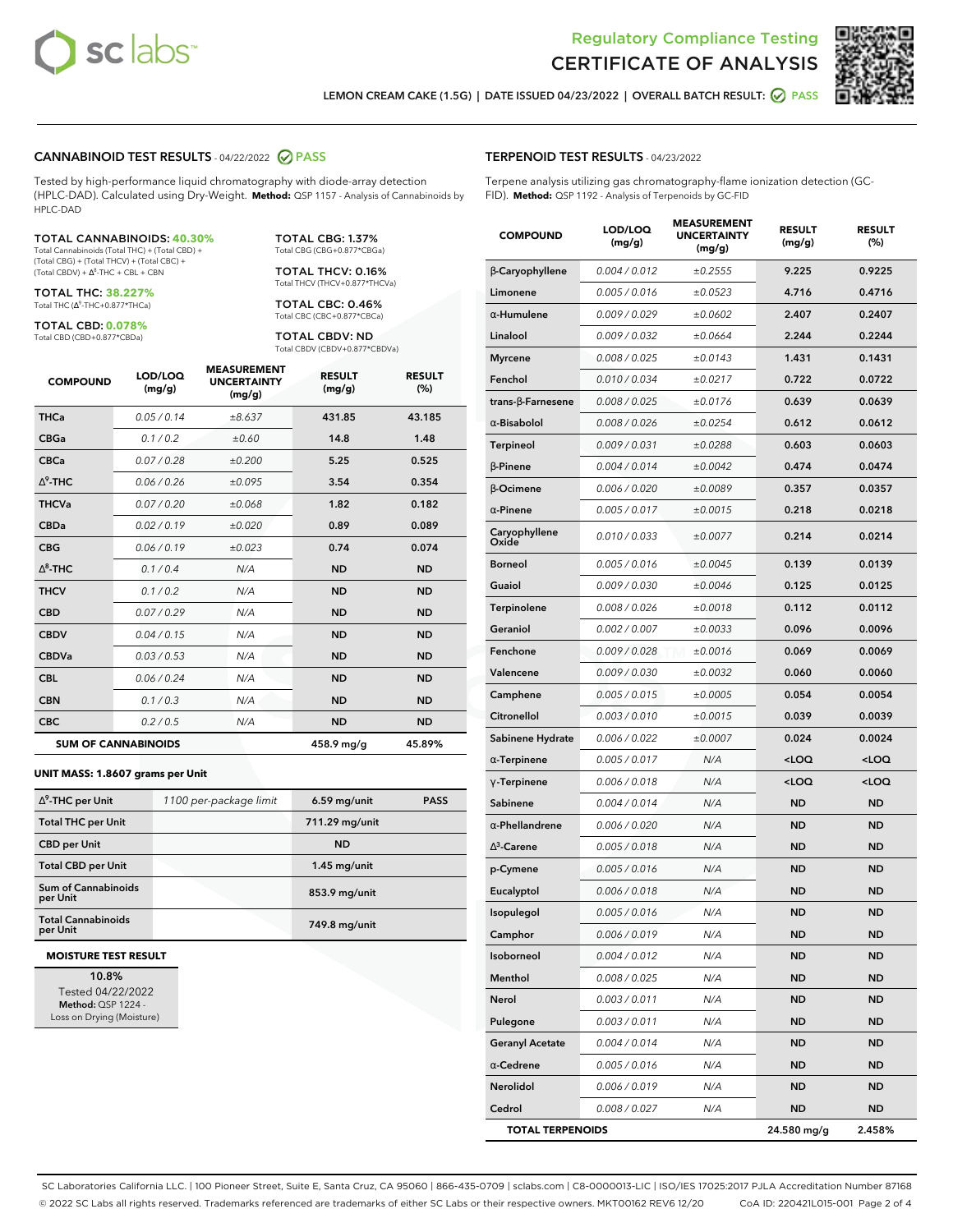Regulatory Compliance Testing

# CERTIFICATE OF ANALYSIS

LEMON CREAM CAKE (1.5G) | DATE ISSUED 04/23/2022 | OVERALL BATCH RESULT: PASS

## CANNABINOID TEST RESULTS - 04/22/2022 PASS

Tested by high-performance liquid chromatography with diode-array detection (HPLC-DAD). Calculated using Dry-Weight. **Method:** QSP 1157 - Analysis of Cannabinoids by HPLC-DAD

**TOTAL CANNABINOIDS: 40.30%**
Total Cannabinoids (Total THC) + (Total CBD) + (Total CBG) + (Total THCV) + (Total CBC) + (Total CBDV) + Δ⁸-THC + CBL + CBN

**TOTAL THC: 38.227%**
Total THC (Δ⁹-THC+0.877*THCa)

**TOTAL CBD: 0.078%**
Total CBD (CBD+0.877*CBDa)

**TOTAL CBG: 1.37%**
Total CBG (CBG+0.877*CBGa)

**TOTAL THCV: 0.16%**
Total THCV (THCV+0.877*THCVa)

**TOTAL CBC: 0.46%**
Total CBC (CBC+0.877*CBCa)

**TOTAL CBDV: ND**
Total CBDV (CBDV+0.877*CBDVa)

| COMPOUND | LOD/LOQ (mg/g) | MEASUREMENT UNCERTAINTY (mg/g) | RESULT (mg/g) | RESULT (%) |
|---|---|---|---|---|
| THCa | 0.05 / 0.14 | ±8.637 | 431.85 | 43.185 |
| CBGa | 0.1 / 0.2 | ±0.60 | 14.8 | 1.48 |
| CBCa | 0.07 / 0.28 | ±0.200 | 5.25 | 0.525 |
| Δ⁹-THC | 0.06 / 0.26 | ±0.095 | 3.54 | 0.354 |
| THCVa | 0.07 / 0.20 | ±0.068 | 1.82 | 0.182 |
| CBDa | 0.02 / 0.19 | ±0.020 | 0.89 | 0.089 |
| CBG | 0.06 / 0.19 | ±0.023 | 0.74 | 0.074 |
| Δ⁸-THC | 0.1 / 0.4 | N/A | ND | ND |
| THCV | 0.1 / 0.2 | N/A | ND | ND |
| CBD | 0.07 / 0.29 | N/A | ND | ND |
| CBDV | 0.04 / 0.15 | N/A | ND | ND |
| CBDVa | 0.03 / 0.53 | N/A | ND | ND |
| CBL | 0.06 / 0.24 | N/A | ND | ND |
| CBN | 0.1 / 0.3 | N/A | ND | ND |
| CBC | 0.2 / 0.5 | N/A | ND | ND |
| **SUM OF CANNABINOIDS** | | | **458.9 mg/g** | **45.89%** |

**UNIT MASS: 1.8607 grams per Unit**

| | | | |
|---|---|---|---|
| Δ⁹-THC per Unit | 1100 per-package limit | 6.59 mg/unit | PASS |
| Total THC per Unit | | 711.29 mg/unit | |
| CBD per Unit | | ND | |
| Total CBD per Unit | | 1.45 mg/unit | |
| Sum of Cannabinoids per Unit | | 853.9 mg/unit | |
| Total Cannabinoids per Unit | | 749.8 mg/unit | |

**MOISTURE TEST RESULT**

10.8%
Tested 04/22/2022
**Method:** QSP 1224 - Loss on Drying (Moisture)

## TERPENOID TEST RESULTS - 04/23/2022

Terpene analysis utilizing gas chromatography-flame ionization detection (GC-FID). **Method:** QSP 1192 - Analysis of Terpenoids by GC-FID

| COMPOUND | LOD/LOQ (mg/g) | MEASUREMENT UNCERTAINTY (mg/g) | RESULT (mg/g) | RESULT (%) |
|---|---|---|---|---|
| β-Caryophyllene | 0.004 / 0.012 | ±0.2555 | 9.225 | 0.9225 |
| Limonene | 0.005 / 0.016 | ±0.0523 | 4.716 | 0.4716 |
| α-Humulene | 0.009 / 0.029 | ±0.0602 | 2.407 | 0.2407 |
| Linalool | 0.009 / 0.032 | ±0.0664 | 2.244 | 0.2244 |
| Myrcene | 0.008 / 0.025 | ±0.0143 | 1.431 | 0.1431 |
| Fenchol | 0.010 / 0.034 | ±0.0217 | 0.722 | 0.0722 |
| trans-β-Farnesene | 0.008 / 0.025 | ±0.0176 | 0.639 | 0.0639 |
| α-Bisabolol | 0.008 / 0.026 | ±0.0254 | 0.612 | 0.0612 |
| Terpineol | 0.009 / 0.031 | ±0.0288 | 0.603 | 0.0603 |
| β-Pinene | 0.004 / 0.014 | ±0.0042 | 0.474 | 0.0474 |
| β-Ocimene | 0.006 / 0.020 | ±0.0089 | 0.357 | 0.0357 |
| α-Pinene | 0.005 / 0.017 | ±0.0015 | 0.218 | 0.0218 |
| Caryophyllene Oxide | 0.010 / 0.033 | ±0.0077 | 0.214 | 0.0214 |
| Borneol | 0.005 / 0.016 | ±0.0045 | 0.139 | 0.0139 |
| Guaiol | 0.009 / 0.030 | ±0.0046 | 0.125 | 0.0125 |
| Terpinolene | 0.008 / 0.026 | ±0.0018 | 0.112 | 0.0112 |
| Geraniol | 0.002 / 0.007 | ±0.0033 | 0.096 | 0.0096 |
| Fenchone | 0.009 / 0.028 | ±0.0016 | 0.069 | 0.0069 |
| Valencene | 0.009 / 0.030 | ±0.0032 | 0.060 | 0.0060 |
| Camphene | 0.005 / 0.015 | ±0.0005 | 0.054 | 0.0054 |
| Citronellol | 0.003 / 0.010 | ±0.0015 | 0.039 | 0.0039 |
| Sabinene Hydrate | 0.006 / 0.022 | ±0.0007 | 0.024 | 0.0024 |
| α-Terpinene | 0.005 / 0.017 | N/A | <LOQ | <LOQ |
| γ-Terpinene | 0.006 / 0.018 | N/A | <LOQ | <LOQ |
| Sabinene | 0.004 / 0.014 | N/A | ND | ND |
| α-Phellandrene | 0.006 / 0.020 | N/A | ND | ND |
| Δ³-Carene | 0.005 / 0.018 | N/A | ND | ND |
| p-Cymene | 0.005 / 0.016 | N/A | ND | ND |
| Eucalyptol | 0.006 / 0.018 | N/A | ND | ND |
| Isopulegol | 0.005 / 0.016 | N/A | ND | ND |
| Camphor | 0.006 / 0.019 | N/A | ND | ND |
| Isoborneol | 0.004 / 0.012 | N/A | ND | ND |
| Menthol | 0.008 / 0.025 | N/A | ND | ND |
| Nerol | 0.003 / 0.011 | N/A | ND | ND |
| Pulegone | 0.003 / 0.011 | N/A | ND | ND |
| Geranyl Acetate | 0.004 / 0.014 | N/A | ND | ND |
| α-Cedrene | 0.005 / 0.016 | N/A | ND | ND |
| Nerolidol | 0.006 / 0.019 | N/A | ND | ND |
| Cedrol | 0.008 / 0.027 | N/A | ND | ND |
| **TOTAL TERPENOIDS** | | | **24.580 mg/g** | **2.458%** |

SC Laboratories California LLC. | 100 Pioneer Street, Suite E, Santa Cruz, CA 95060 | 866-435-0709 | sclabs.com | C8-0000013-LIC | ISO/IES 17025:2017 PJLA Accreditation Number 87168
© 2022 SC Labs all rights reserved. Trademarks referenced are trademarks of either SC Labs or their respective owners. MKT00162 REV6 12/20 CoA ID: 220421L015-001